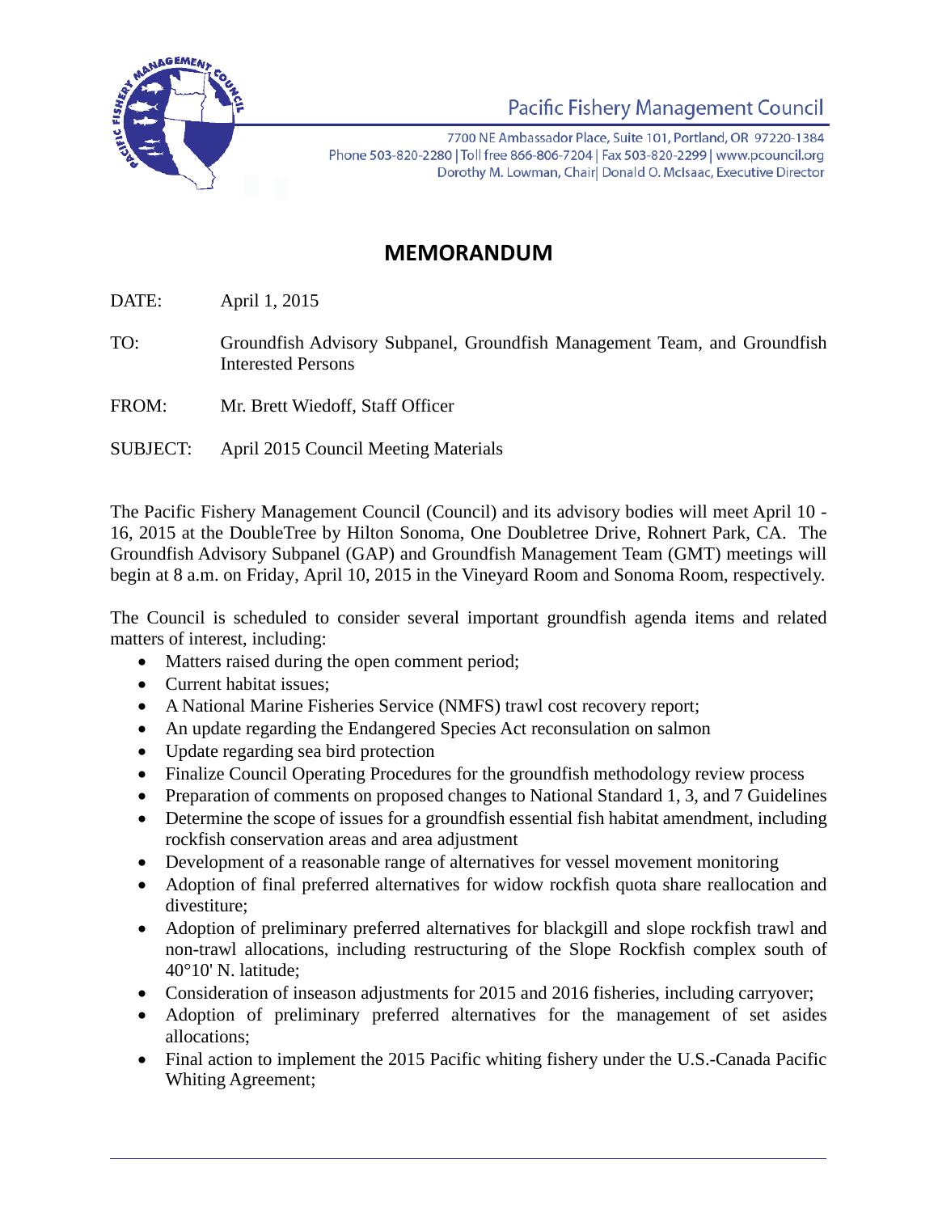Pacific Fishery Management Council

7700 NE Ambassador Place, Suite 101, Portland, OR 97220-1384
Phone 503-820-2280 | Toll free 866-806-7204 | Fax 503-820-2299 | www.pcouncil.org
Dorothy M. Lowman, Chair| Donald O. McIsaac, Executive Director

# MEMORANDUM

DATE: April 1, 2015

TO: Groundfish Advisory Subpanel, Groundfish Management Team, and Groundfish Interested Persons

FROM: Mr. Brett Wiedoff, Staff Officer

SUBJECT: April 2015 Council Meeting Materials

The Pacific Fishery Management Council (Council) and its advisory bodies will meet April 10 - 16, 2015 at the DoubleTree by Hilton Sonoma, One Doubletree Drive, Rohnert Park, CA. The Groundfish Advisory Subpanel (GAP) and Groundfish Management Team (GMT) meetings will begin at 8 a.m. on Friday, April 10, 2015 in the Vineyard Room and Sonoma Room, respectively.

The Council is scheduled to consider several important groundfish agenda items and related matters of interest, including:

- Matters raised during the open comment period;
- Current habitat issues;
- A National Marine Fisheries Service (NMFS) trawl cost recovery report;
- An update regarding the Endangered Species Act reconsulation on salmon
- Update regarding sea bird protection
- Finalize Council Operating Procedures for the groundfish methodology review process
- Preparation of comments on proposed changes to National Standard 1, 3, and 7 Guidelines
- Determine the scope of issues for a groundfish essential fish habitat amendment, including rockfish conservation areas and area adjustment
- Development of a reasonable range of alternatives for vessel movement monitoring
- Adoption of final preferred alternatives for widow rockfish quota share reallocation and divestiture;
- Adoption of preliminary preferred alternatives for blackgill and slope rockfish trawl and non-trawl allocations, including restructuring of the Slope Rockfish complex south of 40°10' N. latitude;
- Consideration of inseason adjustments for 2015 and 2016 fisheries, including carryover;
- Adoption of preliminary preferred alternatives for the management of set asides allocations;
- Final action to implement the 2015 Pacific whiting fishery under the U.S.-Canada Pacific Whiting Agreement;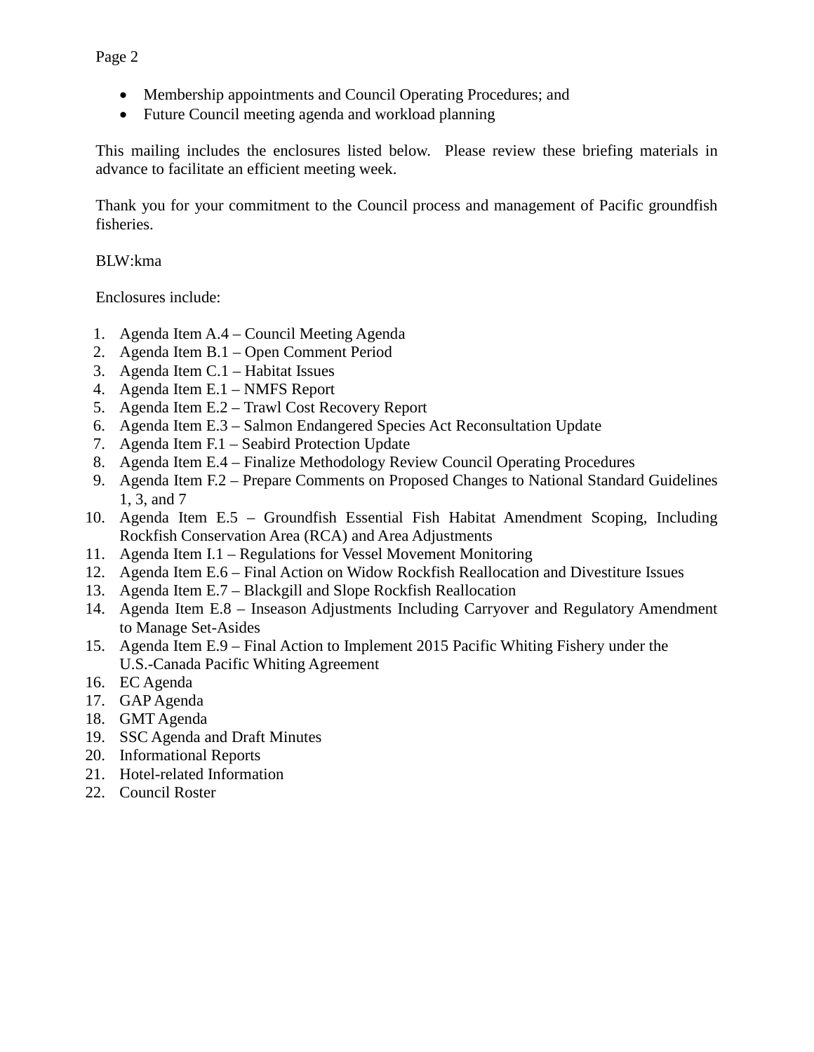- Membership appointments and Council Operating Procedures; and
- Future Council meeting agenda and workload planning

This mailing includes the enclosures listed below. Please review these briefing materials in advance to facilitate an efficient meeting week.

Thank you for your commitment to the Council process and management of Pacific groundfish fisheries.

BLW:kma

Enclosures include:

1. Agenda Item A.4 – Council Meeting Agenda
2. Agenda Item B.1 – Open Comment Period
3. Agenda Item C.1 – Habitat Issues
4. Agenda Item E.1 – NMFS Report
5. Agenda Item E.2 – Trawl Cost Recovery Report
6. Agenda Item E.3 – Salmon Endangered Species Act Reconsultation Update
7. Agenda Item F.1 – Seabird Protection Update
8. Agenda Item E.4 – Finalize Methodology Review Council Operating Procedures
9. Agenda Item F.2 – Prepare Comments on Proposed Changes to National Standard Guidelines 1, 3, and 7
10. Agenda Item E.5 – Groundfish Essential Fish Habitat Amendment Scoping, Including Rockfish Conservation Area (RCA) and Area Adjustments
11. Agenda Item I.1 – Regulations for Vessel Movement Monitoring
12. Agenda Item E.6 – Final Action on Widow Rockfish Reallocation and Divestiture Issues
13. Agenda Item E.7 – Blackgill and Slope Rockfish Reallocation
14. Agenda Item E.8 – Inseason Adjustments Including Carryover and Regulatory Amendment to Manage Set-Asides
15. Agenda Item E.9 – Final Action to Implement 2015 Pacific Whiting Fishery under the U.S.-Canada Pacific Whiting Agreement
16. EC Agenda
17. GAP Agenda
18. GMT Agenda
19. SSC Agenda and Draft Minutes
20. Informational Reports
21. Hotel-related Information
22. Council Roster